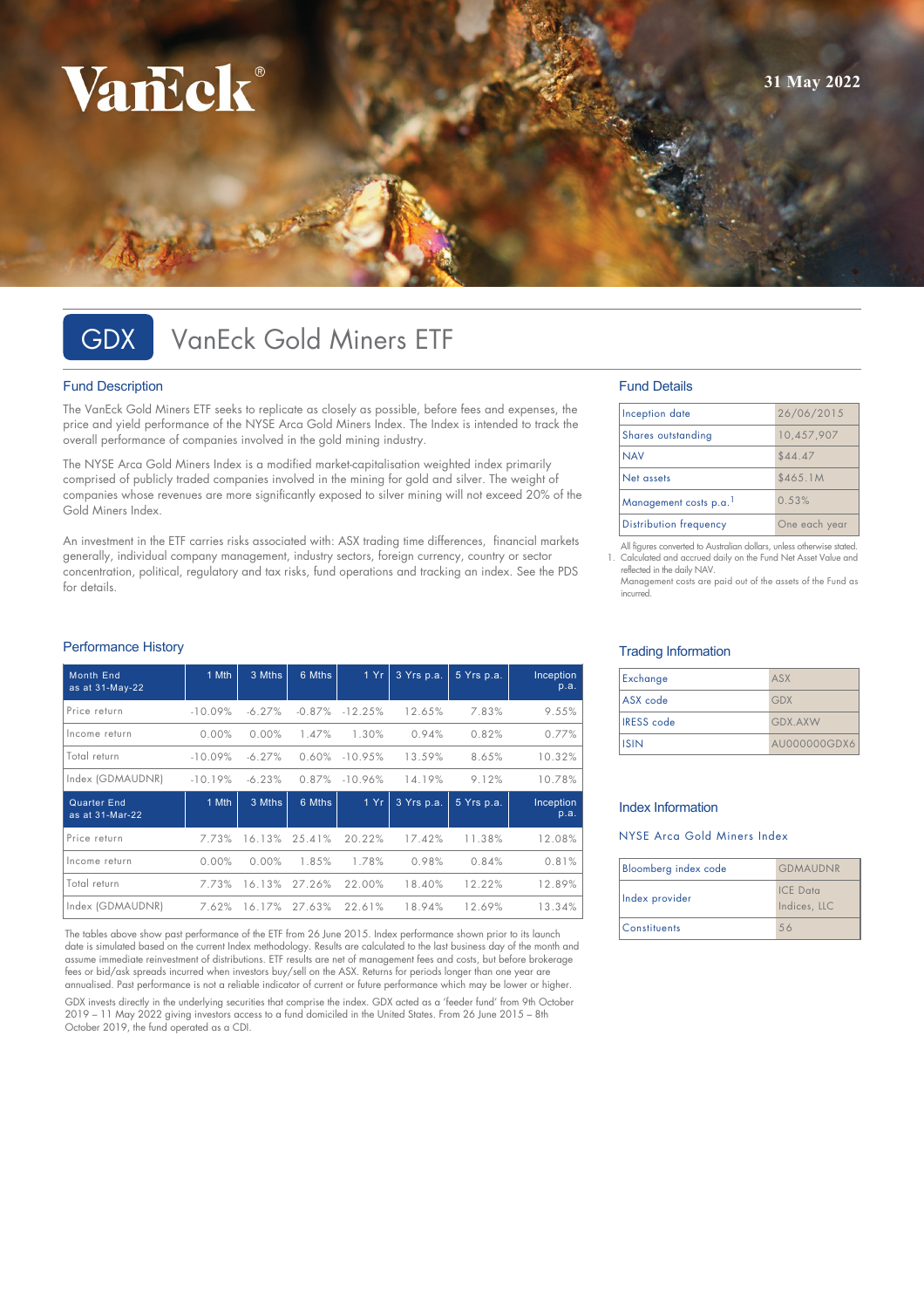VanEck®

31 May 2022

# GDX VanEck Gold Miners ETF

## Fund Description

The VanEck Gold Miners ETF seeks to replicate as closely as possible, before fees and expenses, the price and yield performance of the NYSE Arca Gold Miners Index. The Index is intended to track the overall performance of companies involved in the gold mining industry.

The NYSE Arca Gold Miners Index is a modified market-capitalisation weighted index primarily comprised of publicly traded companies involved in the mining for gold and silver. The weight of companies whose revenues are more significantly exposed to silver mining will not exceed 20% of the Gold Miners Index.

An investment in the ETF carries risks associated with: ASX trading time differences, financial markets generally, individual company management, industry sectors, foreign currency, country or sector concentration, political, regulatory and tax risks, fund operations and tracking an index. See the PDS for details.

## Fund Details

| | |
|---|---|
| Inception date | 26/06/2015 |
| Shares outstanding | 10,457,907 |
| NAV | $44.47 |
| Net assets | $465.1M |
| Management costs p.a.[1] | 0.53% |
| Distribution frequency | One each year |

All figures converted to Australian dollars, unless otherwise stated.

1. Calculated and accrued daily on the Fund Net Asset Value and reflected in the daily NAV. Management costs are paid out of the assets of the Fund as incurred.

## Performance History

| Month End as at 31-May-22 | 1 Mth | 3 Mths | 6 Mths | 1 Yr | 3 Yrs p.a. | 5 Yrs p.a. | Inception p.a. |
|---|---|---|---|---|---|---|---|
| Price return | -10.09% | -6.27% | -0.87% | -12.25% | 12.65% | 7.83% | 9.55% |
| Income return | 0.00% | 0.00% | 1.47% | 1.30% | 0.94% | 0.82% | 0.77% |
| Total return | -10.09% | -6.27% | 0.60% | -10.95% | 13.59% | 8.65% | 10.32% |
| Index (GDMAUDNR) | -10.19% | -6.23% | 0.87% | -10.96% | 14.19% | 9.12% | 10.78% |
| **Quarter End as at 31-Mar-22** | **1 Mth** | **3 Mths** | **6 Mths** | **1 Yr** | **3 Yrs p.a.** | **5 Yrs p.a.** | **Inception p.a.** |
| Price return | 7.73% | 16.13% | 25.41% | 20.22% | 17.42% | 11.38% | 12.08% |
| Income return | 0.00% | 0.00% | 1.85% | 1.78% | 0.98% | 0.84% | 0.81% |
| Total return | 7.73% | 16.13% | 27.26% | 22.00% | 18.40% | 12.22% | 12.89% |
| Index (GDMAUDNR) | 7.62% | 16.17% | 27.63% | 22.61% | 18.94% | 12.69% | 13.34% |

The tables above show past performance of the ETF from 26 June 2015. Index performance shown prior to its launch date is simulated based on the current Index methodology. Results are calculated to the last business day of the month and assume immediate reinvestment of distributions. ETF results are net of management fees and costs, but before brokerage fees or bid/ask spreads incurred when investors buy/sell on the ASX. Returns for periods longer than one year are annualised. Past performance is not a reliable indicator of current or future performance which may be lower or higher.

GDX invests directly in the underlying securities that comprise the index. GDX acted as a 'feeder fund' from 9th October 2019 – 11 May 2022 giving investors access to a fund domiciled in the United States. From 26 June 2015 – 8th October 2019, the fund operated as a CDI.

## Trading Information

| | |
|---|---|
| Exchange | ASX |
| ASX code | GDX |
| IRESS code | GDX.AXW |
| ISIN | AU000000GDX6 |

## Index Information

NYSE Arca Gold Miners Index

| | |
|---|---|
| Bloomberg index code | GDMAUDNR |
| Index provider | ICE Data Indices, LLC |
| Constituents | 56 |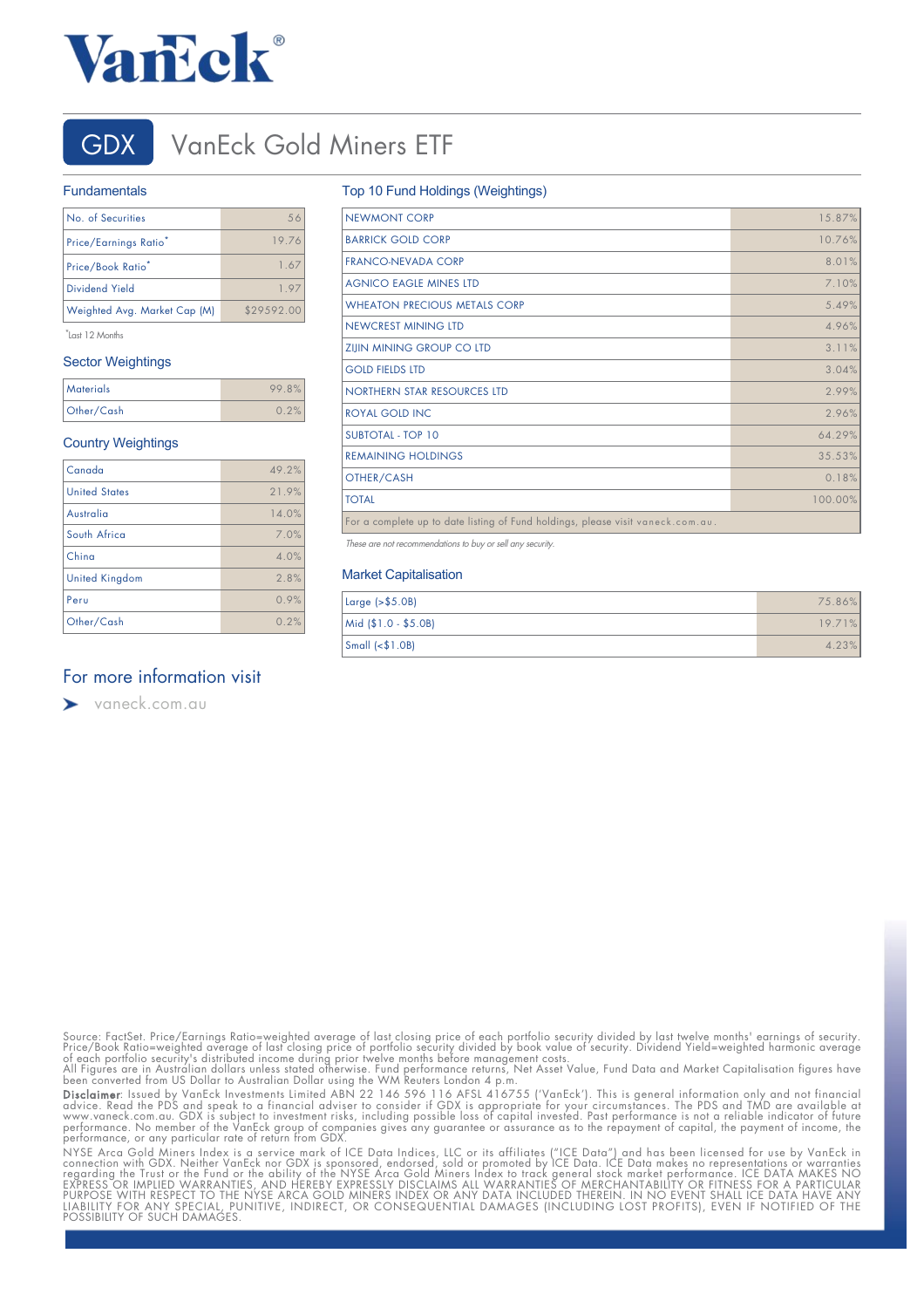VanEck®

# GDX VanEck Gold Miners ETF

## Fundamentals

| | |
|---|---|
| No. of Securities | 56 |
| Price/Earnings Ratio* | 19.76 |
| Price/Book Ratio* | 1.67 |
| Dividend Yield | 1.97 |
| Weighted Avg. Market Cap (M) | $29592.00 |

*Last 12 Months

## Sector Weightings

| | |
|---|---|
| Materials | 99.8% |
| Other/Cash | 0.2% |

## Country Weightings

| | |
|---|---|
| Canada | 49.2% |
| United States | 21.9% |
| Australia | 14.0% |
| South Africa | 7.0% |
| China | 4.0% |
| United Kingdom | 2.8% |
| Peru | 0.9% |
| Other/Cash | 0.2% |

## Top 10 Fund Holdings (Weightings)

| | |
|---|---|
| NEWMONT CORP | 15.87% |
| BARRICK GOLD CORP | 10.76% |
| FRANCO-NEVADA CORP | 8.01% |
| AGNICO EAGLE MINES LTD | 7.10% |
| WHEATON PRECIOUS METALS CORP | 5.49% |
| NEWCREST MINING LTD | 4.96% |
| ZIJIN MINING GROUP CO LTD | 3.11% |
| GOLD FIELDS LTD | 3.04% |
| NORTHERN STAR RESOURCES LTD | 2.99% |
| ROYAL GOLD INC | 2.96% |
| SUBTOTAL - TOP 10 | 64.29% |
| REMAINING HOLDINGS | 35.53% |
| OTHER/CASH | 0.18% |
| TOTAL | 100.00% |
| For a complete up to date listing of Fund holdings, please visit vaneck.com.au. | |

*These are not recommendations to buy or sell any security.*

## Market Capitalisation

| | |
|---|---|
| Large (>$5.0B) | 75.86% |
| Mid ($1.0 - $5.0B) | 19.71% |
| Small (<$1.0B) | 4.23% |

## For more information visit

➤ vaneck.com.au

Source: FactSet. Price/Earnings Ratio=weighted average of last closing price of each portfolio security divided by last twelve months' earnings of security. Price/Book Ratio=weighted average of last closing price of portfolio security divided by book value of security. Dividend Yield=weighted harmonic average of each portfolio security's distributed income during prior twelve months before management costs.
All Figures are in Australian dollars unless stated otherwise. Fund performance returns, Net Asset Value, Fund Data and Market Capitalisation figures have been converted from US Dollar to Australian Dollar using the WM Reuters London 4 p.m.

**Disclaimer**: Issued by VanEck Investments Limited ABN 22 146 596 116 AFSL 416755 ('VanEck'). This is general information only and not financial advice. Read the PDS and speak to a financial adviser to consider if GDX is appropriate for your circumstances. The PDS and TMD are available at www.vaneck.com.au. GDX is subject to investment risks, including possible loss of capital invested. Past performance is not a reliable indicator of future performance. No member of the VanEck group of companies gives any guarantee or assurance as to the repayment of capital, the payment of income, the performance, or any particular rate of return from GDX.

NYSE Arca Gold Miners Index is a service mark of ICE Data Indices, LLC or its affiliates ("ICE Data") and has been licensed for use by VanEck in connection with GDX. Neither VanEck nor GDX is sponsored, endorsed, sold or promoted by ICE Data. ICE Data makes no representations or warranties regarding the Trust or the Fund or the ability of the NYSE Arca Gold Miners Index to track general stock market performance. ICE DATA MAKES NO EXPRESS OR IMPLIED WARRANTIES, AND HEREBY EXPRESSLY DISCLAIMS ALL WARRANTIES OF MERCHANTABILITY OR FITNESS FOR A PARTICULAR PURPOSE WITH RESPECT TO THE NYSE ARCA GOLD MINERS INDEX OR ANY DATA INCLUDED THEREIN. IN NO EVENT SHALL ICE DATA HAVE ANY LIABILITY FOR ANY SPECIAL, PUNITIVE, INDIRECT, OR CONSEQUENTIAL DAMAGES (INCLUDING LOST PROFITS), EVEN IF NOTIFIED OF THE POSSIBILITY OF SUCH DAMAGES.